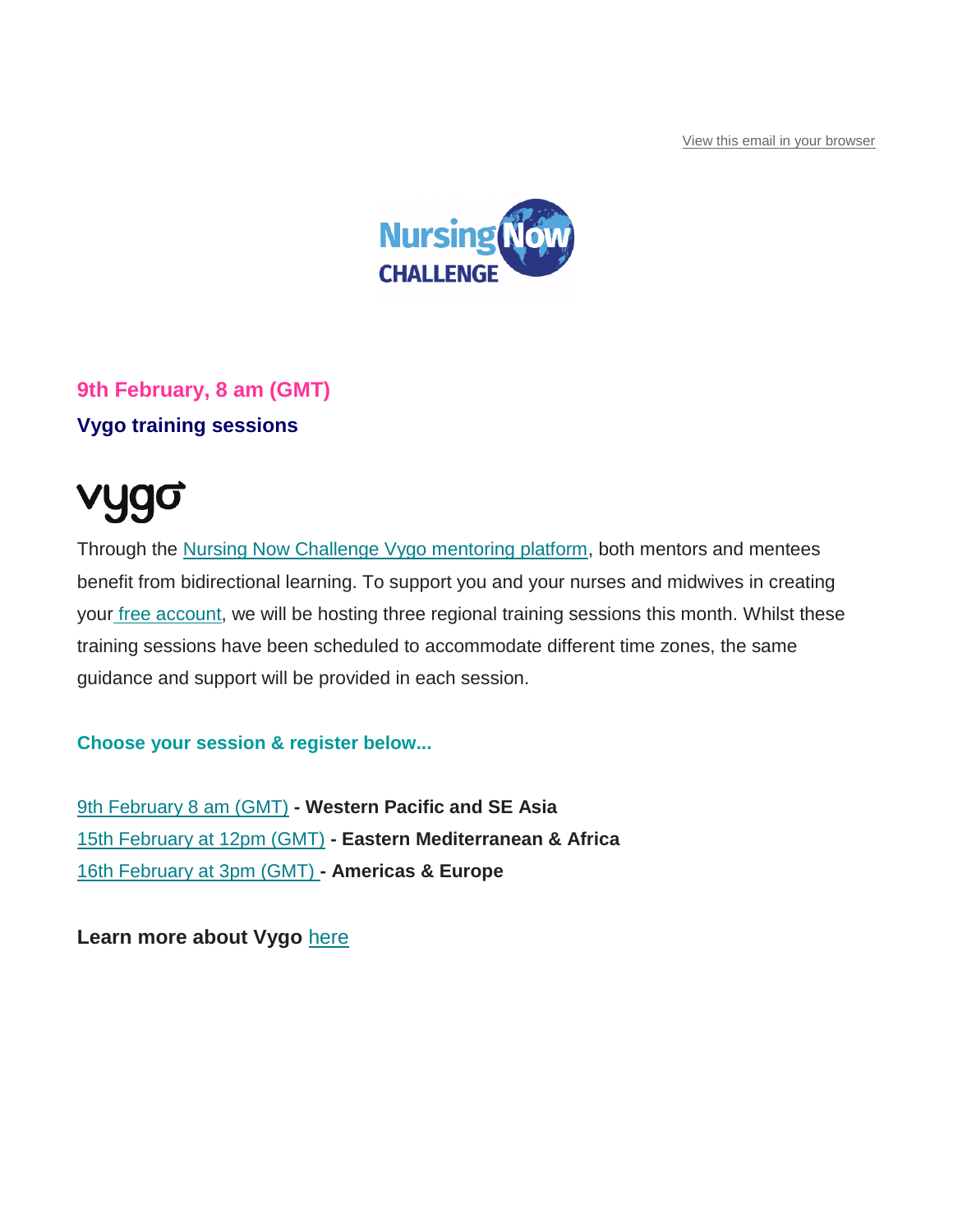View this email in your browser

Nursing Now CHALLENGE

## 9th February, 8 am (GMT)

### Vygo training sessions

vygo

Through the Nursing Now Challenge Vygo mentoring platform, both mentors and mentees benefit from bidirectional learning. To support you and your nurses and midwives in creating your free account, we will be hosting three regional training sessions this month. Whilst these training sessions have been scheduled to accommodate different time zones, the same guidance and support will be provided in each session.

**Choose your session & register below...**

9th February 8 am (GMT) **- Western Pacific and SE Asia**
15th February at 12pm (GMT) **- Eastern Mediterranean & Africa**
16th February at 3pm (GMT) **- Americas & Europe**

**Learn more about Vygo** here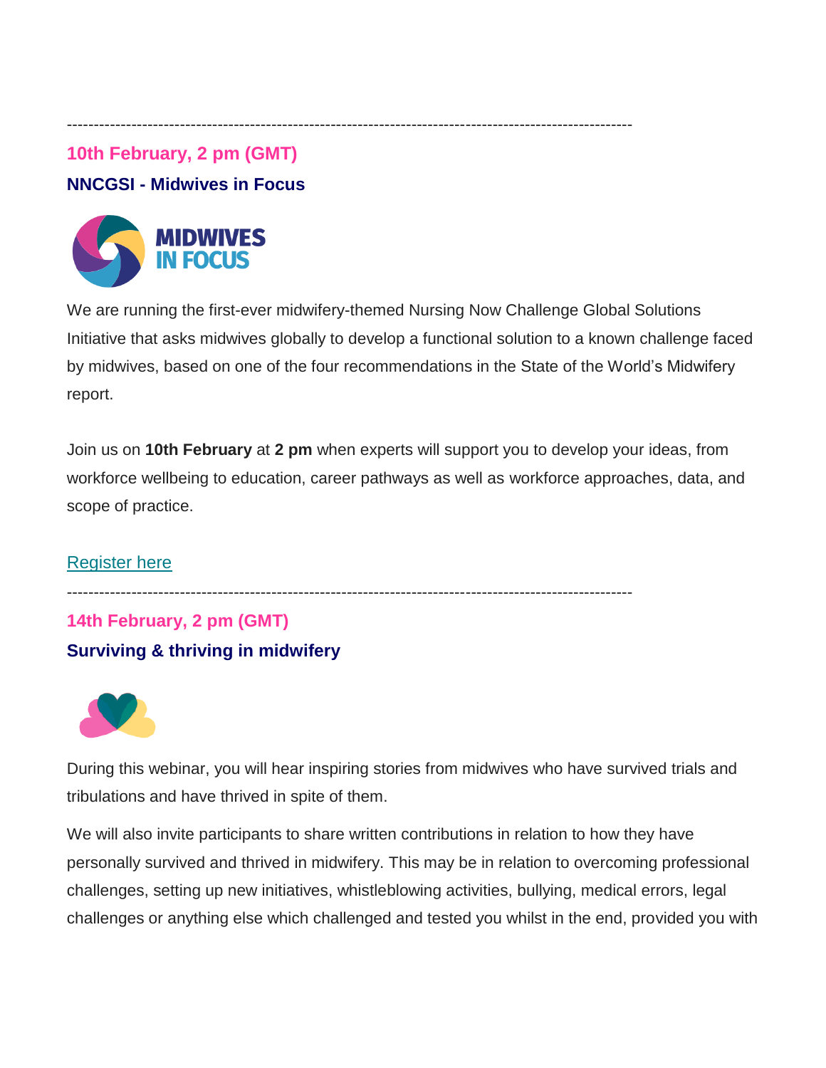---

## 10th February, 2 pm (GMT)

### NNCGSI - Midwives in Focus

We are running the first-ever midwifery-themed Nursing Now Challenge Global Solutions Initiative that asks midwives globally to develop a functional solution to a known challenge faced by midwives, based on one of the four recommendations in the State of the World's Midwifery report.

Join us on **10th February** at **2 pm** when experts will support you to develop your ideas, from workforce wellbeing to education, career pathways as well as workforce approaches, data, and scope of practice.

Register here

---

## 14th February, 2 pm (GMT)

### Surviving & thriving in midwifery

During this webinar, you will hear inspiring stories from midwives who have survived trials and tribulations and have thrived in spite of them.

We will also invite participants to share written contributions in relation to how they have personally survived and thrived in midwifery. This may be in relation to overcoming professional challenges, setting up new initiatives, whistleblowing activities, bullying, medical errors, legal challenges or anything else which challenged and tested you whilst in the end, provided you with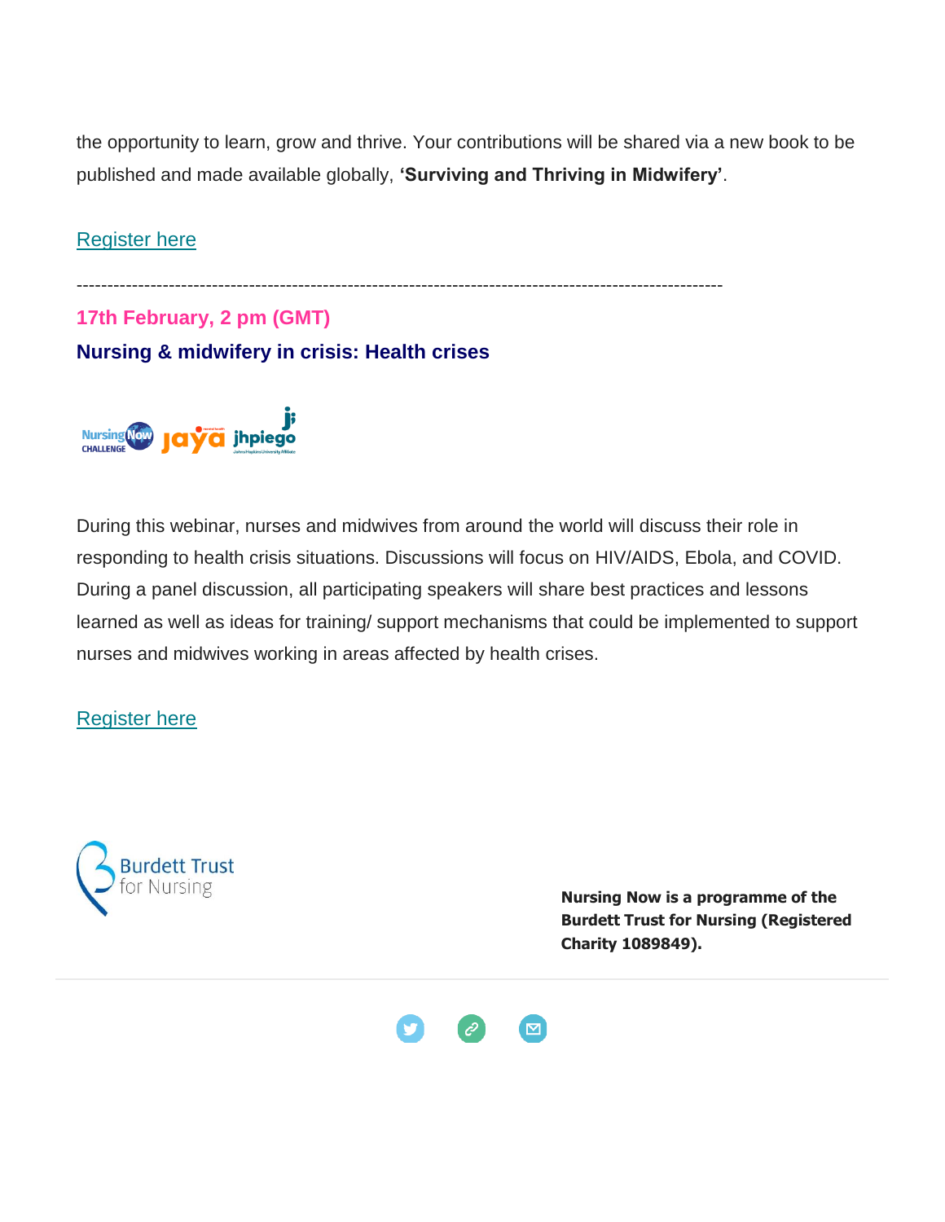the opportunity to learn, grow and thrive. Your contributions will be shared via a new book to be published and made available globally, **'Surviving and Thriving in Midwifery'**.

Register here

---

**17th February, 2 pm (GMT)**

**Nursing & midwifery in crisis: Health crises**

During this webinar, nurses and midwives from around the world will discuss their role in responding to health crisis situations. Discussions will focus on HIV/AIDS, Ebola, and COVID. During a panel discussion, all participating speakers will share best practices and lessons learned as well as ideas for training/ support mechanisms that could be implemented to support nurses and midwives working in areas affected by health crises.

Register here

**Nursing Now is a programme of the Burdett Trust for Nursing (Registered Charity 1089849).**